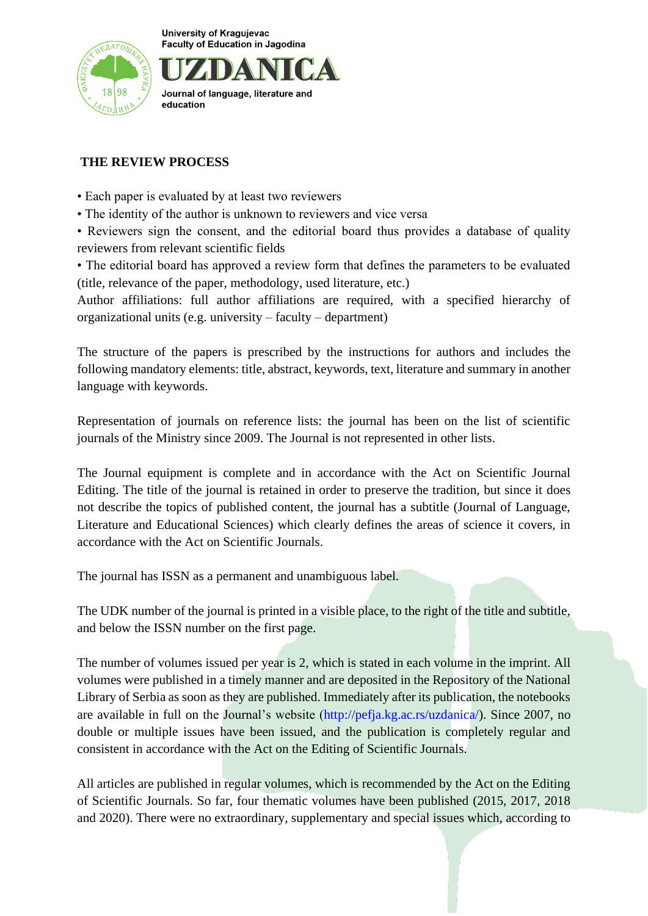University of Kragujevac
Faculty of Education in Jagodina

# UZDANICA

Journal of language, literature and education

## THE REVIEW PROCESS

• Each paper is evaluated by at least two reviewers
• The identity of the author is unknown to reviewers and vice versa
• Reviewers sign the consent, and the editorial board thus provides a database of quality reviewers from relevant scientific fields
• The editorial board has approved a review form that defines the parameters to be evaluated (title, relevance of the paper, methodology, used literature, etc.)
Author affiliations: full author affiliations are required, with a specified hierarchy of organizational units (e.g. university – faculty – department)

The structure of the papers is prescribed by the instructions for authors and includes the following mandatory elements: title, abstract, keywords, text, literature and summary in another language with keywords.

Representation of journals on reference lists: the journal has been on the list of scientific journals of the Ministry since 2009. The Journal is not represented in other lists.

The Journal equipment is complete and in accordance with the Act on Scientific Journal Editing. The title of the journal is retained in order to preserve the tradition, but since it does not describe the topics of published content, the journal has a subtitle (Journal of Language, Literature and Educational Sciences) which clearly defines the areas of science it covers, in accordance with the Act on Scientific Journals.

The journal has ISSN as a permanent and unambiguous label.

The UDK number of the journal is printed in a visible place, to the right of the title and subtitle, and below the ISSN number on the first page.

The number of volumes issued per year is 2, which is stated in each volume in the imprint. All volumes were published in a timely manner and are deposited in the Repository of the National Library of Serbia as soon as they are published. Immediately after its publication, the notebooks are available in full on the Journal's website (http://pefja.kg.ac.rs/uzdanica/). Since 2007, no double or multiple issues have been issued, and the publication is completely regular and consistent in accordance with the Act on the Editing of Scientific Journals.

All articles are published in regular volumes, which is recommended by the Act on the Editing of Scientific Journals. So far, four thematic volumes have been published (2015, 2017, 2018 and 2020). There were no extraordinary, supplementary and special issues which, according to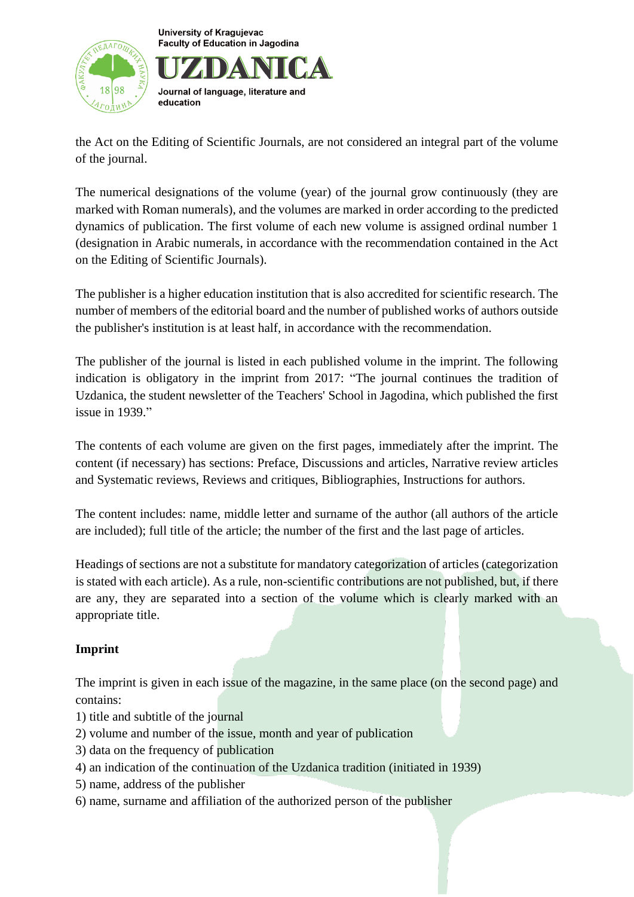the Act on the Editing of Scientific Journals, are not considered an integral part of the volume of the journal.

The numerical designations of the volume (year) of the journal grow continuously (they are marked with Roman numerals), and the volumes are marked in order according to the predicted dynamics of publication. The first volume of each new volume is assigned ordinal number 1 (designation in Arabic numerals, in accordance with the recommendation contained in the Act on the Editing of Scientific Journals).

The publisher is a higher education institution that is also accredited for scientific research. The number of members of the editorial board and the number of published works of authors outside the publisher's institution is at least half, in accordance with the recommendation.

The publisher of the journal is listed in each published volume in the imprint. The following indication is obligatory in the imprint from 2017: "The journal continues the tradition of Uzdanica, the student newsletter of the Teachers' School in Jagodina, which published the first issue in 1939."

The contents of each volume are given on the first pages, immediately after the imprint. The content (if necessary) has sections: Preface, Discussions and articles, Narrative review articles and Systematic reviews, Reviews and critiques, Bibliographies, Instructions for authors.

The content includes: name, middle letter and surname of the author (all authors of the article are included); full title of the article; the number of the first and the last page of articles.

Headings of sections are not a substitute for mandatory categorization of articles (categorization is stated with each article). As a rule, non-scientific contributions are not published, but, if there are any, they are separated into a section of the volume which is clearly marked with an appropriate title.

**Imprint**

The imprint is given in each issue of the magazine, in the same place (on the second page) and contains:
1) title and subtitle of the journal
2) volume and number of the issue, month and year of publication
3) data on the frequency of publication
4) an indication of the continuation of the Uzdanica tradition (initiated in 1939)
5) name, address of the publisher
6) name, surname and affiliation of the authorized person of the publisher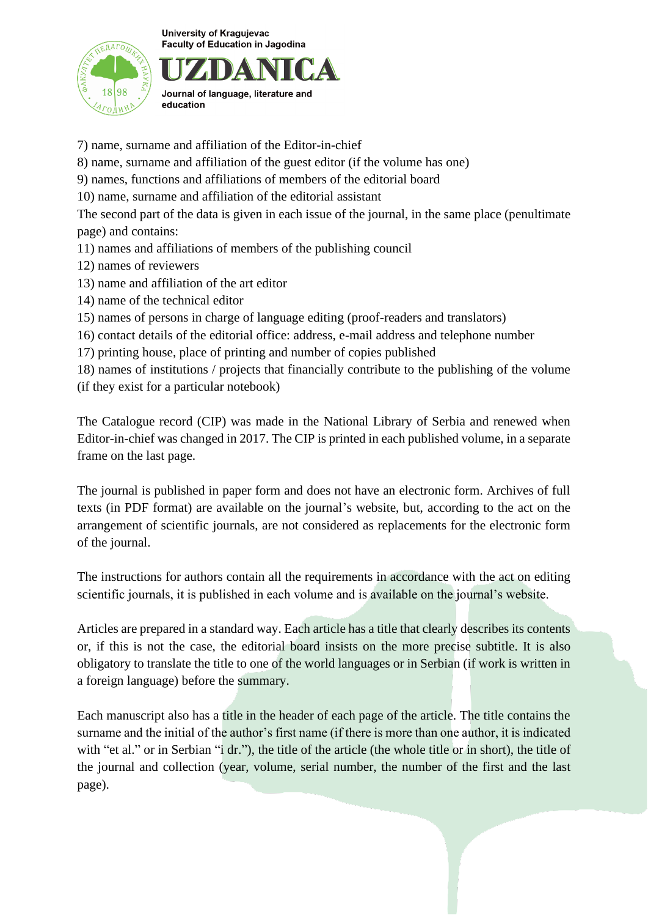7) name, surname and affiliation of the Editor-in-chief
8) name, surname and affiliation of the guest editor (if the volume has one)
9) names, functions and affiliations of members of the editorial board
10) name, surname and affiliation of the editorial assistant

The second part of the data is given in each issue of the journal, in the same place (penultimate page) and contains:

11) names and affiliations of members of the publishing council
12) names of reviewers
13) name and affiliation of the art editor
14) name of the technical editor
15) names of persons in charge of language editing (proof-readers and translators)
16) contact details of the editorial office: address, e-mail address and telephone number
17) printing house, place of printing and number of copies published
18) names of institutions / projects that financially contribute to the publishing of the volume (if they exist for a particular notebook)

The Catalogue record (CIP) was made in the National Library of Serbia and renewed when Editor-in-chief was changed in 2017. The CIP is printed in each published volume, in a separate frame on the last page.

The journal is published in paper form and does not have an electronic form. Archives of full texts (in PDF format) are available on the journal's website, but, according to the act on the arrangement of scientific journals, are not considered as replacements for the electronic form of the journal.

The instructions for authors contain all the requirements in accordance with the act on editing scientific journals, it is published in each volume and is available on the journal's website.

Articles are prepared in a standard way. Each article has a title that clearly describes its contents or, if this is not the case, the editorial board insists on the more precise subtitle. It is also obligatory to translate the title to one of the world languages or in Serbian (if work is written in a foreign language) before the summary.

Each manuscript also has a title in the header of each page of the article. The title contains the surname and the initial of the author's first name (if there is more than one author, it is indicated with "et al." or in Serbian "i dr."), the title of the article (the whole title or in short), the title of the journal and collection (year, volume, serial number, the number of the first and the last page).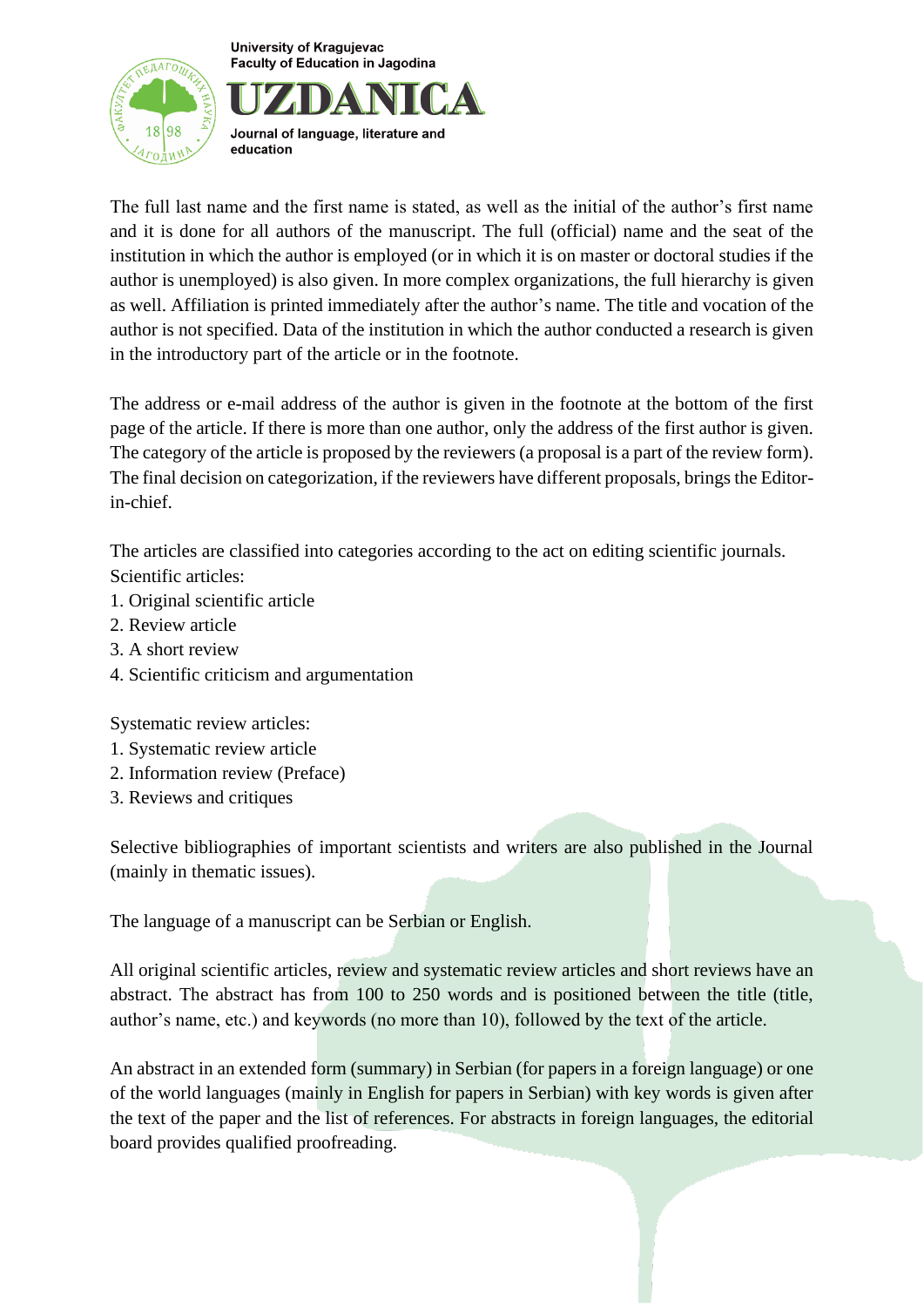The full last name and the first name is stated, as well as the initial of the author's first name and it is done for all authors of the manuscript. The full (official) name and the seat of the institution in which the author is employed (or in which it is on master or doctoral studies if the author is unemployed) is also given. In more complex organizations, the full hierarchy is given as well. Affiliation is printed immediately after the author's name. The title and vocation of the author is not specified. Data of the institution in which the author conducted a research is given in the introductory part of the article or in the footnote.

The address or e-mail address of the author is given in the footnote at the bottom of the first page of the article. If there is more than one author, only the address of the first author is given. The category of the article is proposed by the reviewers (a proposal is a part of the review form). The final decision on categorization, if the reviewers have different proposals, brings the Editor-in-chief.

The articles are classified into categories according to the act on editing scientific journals.
Scientific articles:

1. Original scientific article
2. Review article
3. A short review
4. Scientific criticism and argumentation

Systematic review articles:

1. Systematic review article
2. Information review (Preface)
3. Reviews and critiques

Selective bibliographies of important scientists and writers are also published in the Journal (mainly in thematic issues).

The language of a manuscript can be Serbian or English.

All original scientific articles, review and systematic review articles and short reviews have an abstract. The abstract has from 100 to 250 words and is positioned between the title (title, author's name, etc.) and keywords (no more than 10), followed by the text of the article.

An abstract in an extended form (summary) in Serbian (for papers in a foreign language) or one of the world languages (mainly in English for papers in Serbian) with key words is given after the text of the paper and the list of references. For abstracts in foreign languages, the editorial board provides qualified proofreading.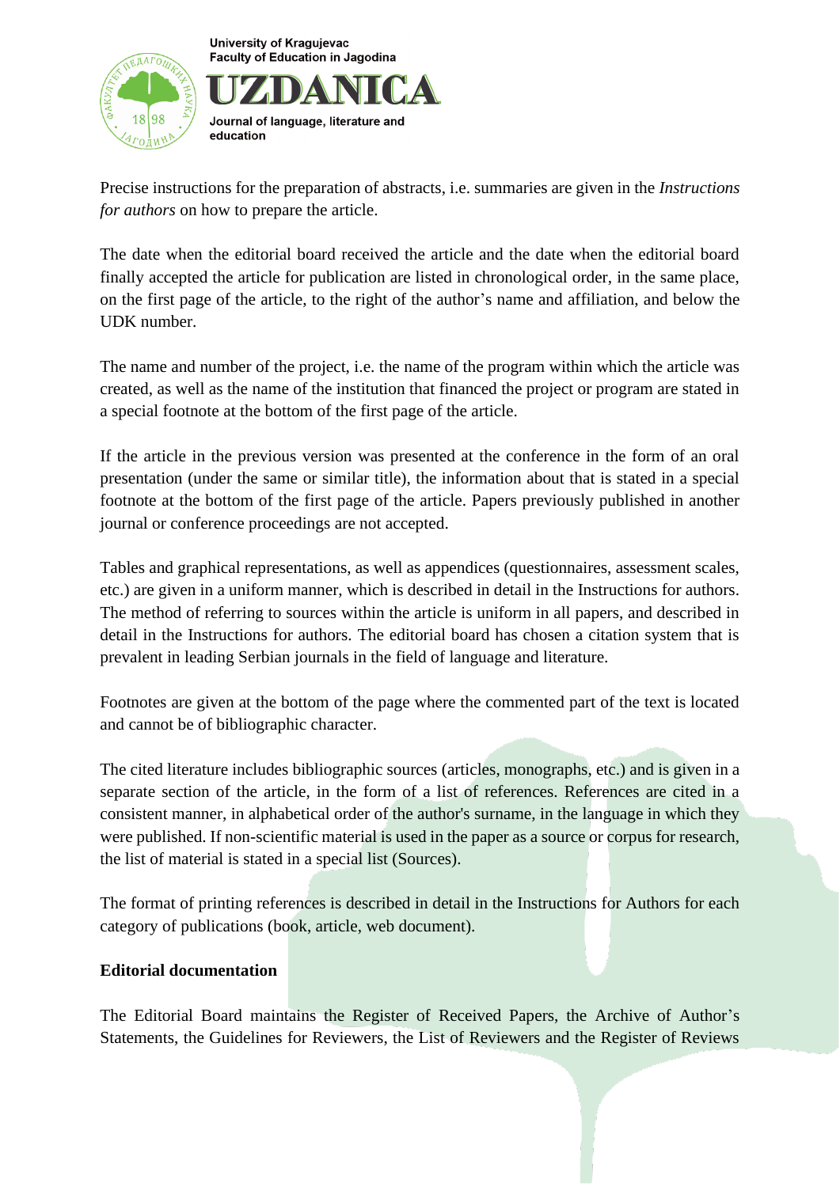Precise instructions for the preparation of abstracts, i.e. summaries are given in the *Instructions for authors* on how to prepare the article.

The date when the editorial board received the article and the date when the editorial board finally accepted the article for publication are listed in chronological order, in the same place, on the first page of the article, to the right of the author's name and affiliation, and below the UDK number.

The name and number of the project, i.e. the name of the program within which the article was created, as well as the name of the institution that financed the project or program are stated in a special footnote at the bottom of the first page of the article.

If the article in the previous version was presented at the conference in the form of an oral presentation (under the same or similar title), the information about that is stated in a special footnote at the bottom of the first page of the article. Papers previously published in another journal or conference proceedings are not accepted.

Tables and graphical representations, as well as appendices (questionnaires, assessment scales, etc.) are given in a uniform manner, which is described in detail in the Instructions for authors. The method of referring to sources within the article is uniform in all papers, and described in detail in the Instructions for authors. The editorial board has chosen a citation system that is prevalent in leading Serbian journals in the field of language and literature.

Footnotes are given at the bottom of the page where the commented part of the text is located and cannot be of bibliographic character.

The cited literature includes bibliographic sources (articles, monographs, etc.) and is given in a separate section of the article, in the form of a list of references. References are cited in a consistent manner, in alphabetical order of the author's surname, in the language in which they were published. If non-scientific material is used in the paper as a source or corpus for research, the list of material is stated in a special list (Sources).

The format of printing references is described in detail in the Instructions for Authors for each category of publications (book, article, web document).

**Editorial documentation**

The Editorial Board maintains the Register of Received Papers, the Archive of Author's Statements, the Guidelines for Reviewers, the List of Reviewers and the Register of Reviews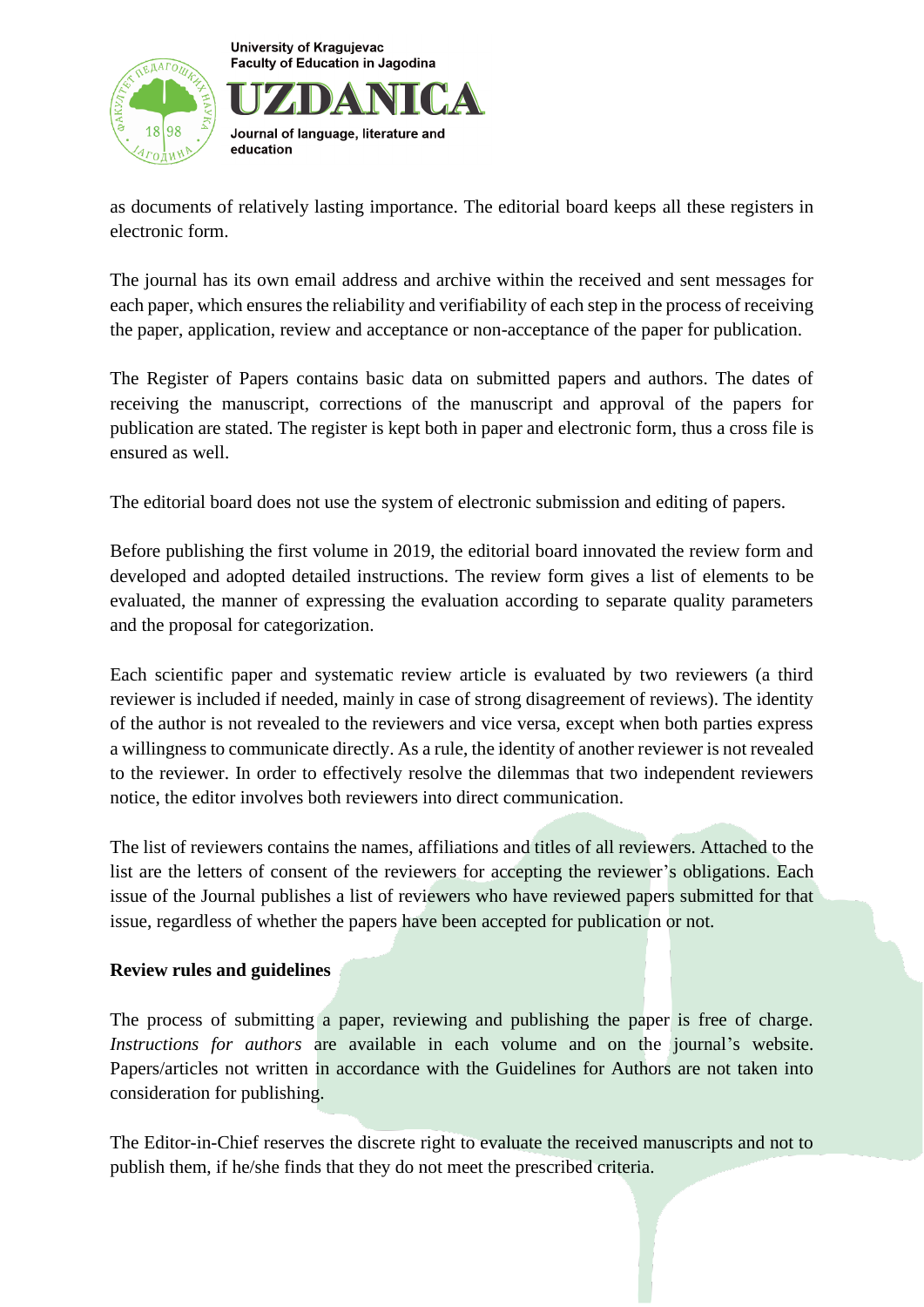as documents of relatively lasting importance. The editorial board keeps all these registers in electronic form.

The journal has its own email address and archive within the received and sent messages for each paper, which ensures the reliability and verifiability of each step in the process of receiving the paper, application, review and acceptance or non-acceptance of the paper for publication.

The Register of Papers contains basic data on submitted papers and authors. The dates of receiving the manuscript, corrections of the manuscript and approval of the papers for publication are stated. The register is kept both in paper and electronic form, thus a cross file is ensured as well.

The editorial board does not use the system of electronic submission and editing of papers.

Before publishing the first volume in 2019, the editorial board innovated the review form and developed and adopted detailed instructions. The review form gives a list of elements to be evaluated, the manner of expressing the evaluation according to separate quality parameters and the proposal for categorization.

Each scientific paper and systematic review article is evaluated by two reviewers (a third reviewer is included if needed, mainly in case of strong disagreement of reviews). The identity of the author is not revealed to the reviewers and vice versa, except when both parties express a willingness to communicate directly. As a rule, the identity of another reviewer is not revealed to the reviewer. In order to effectively resolve the dilemmas that two independent reviewers notice, the editor involves both reviewers into direct communication.

The list of reviewers contains the names, affiliations and titles of all reviewers. Attached to the list are the letters of consent of the reviewers for accepting the reviewer's obligations. Each issue of the Journal publishes a list of reviewers who have reviewed papers submitted for that issue, regardless of whether the papers have been accepted for publication or not.

**Review rules and guidelines**

The process of submitting a paper, reviewing and publishing the paper is free of charge. *Instructions for authors* are available in each volume and on the journal's website. Papers/articles not written in accordance with the Guidelines for Authors are not taken into consideration for publishing.

The Editor-in-Chief reserves the discrete right to evaluate the received manuscripts and not to publish them, if he/she finds that they do not meet the prescribed criteria.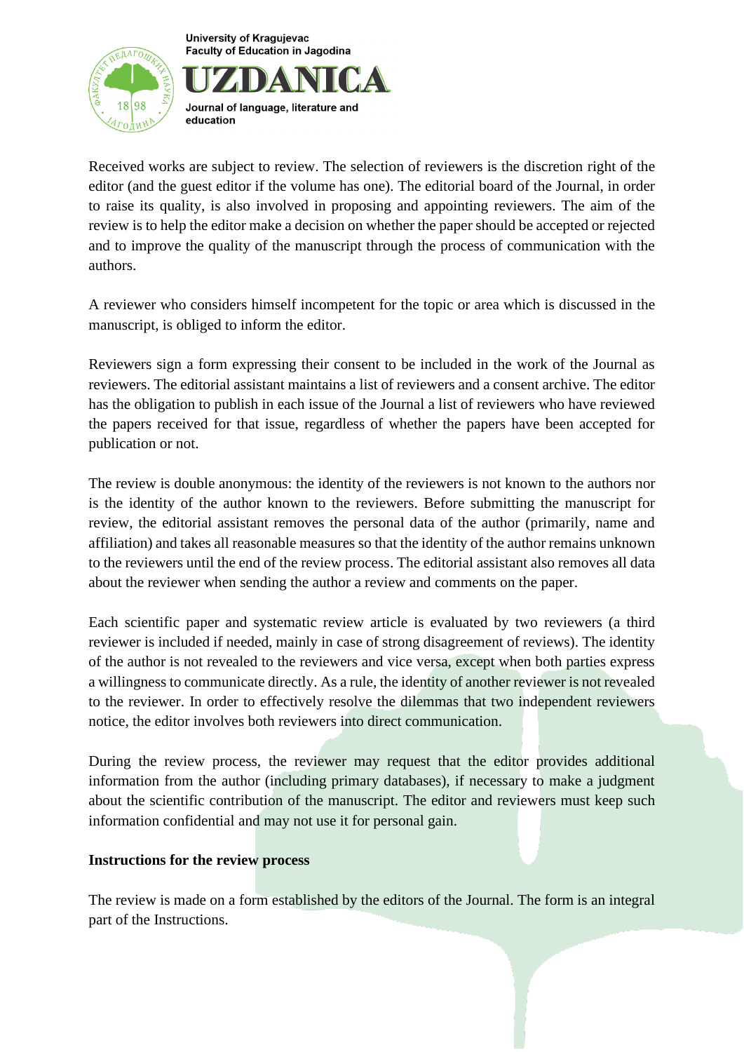Received works are subject to review. The selection of reviewers is the discretion right of the editor (and the guest editor if the volume has one). The editorial board of the Journal, in order to raise its quality, is also involved in proposing and appointing reviewers. The aim of the review is to help the editor make a decision on whether the paper should be accepted or rejected and to improve the quality of the manuscript through the process of communication with the authors.

A reviewer who considers himself incompetent for the topic or area which is discussed in the manuscript, is obliged to inform the editor.

Reviewers sign a form expressing their consent to be included in the work of the Journal as reviewers. The editorial assistant maintains a list of reviewers and a consent archive. The editor has the obligation to publish in each issue of the Journal a list of reviewers who have reviewed the papers received for that issue, regardless of whether the papers have been accepted for publication or not.

The review is double anonymous: the identity of the reviewers is not known to the authors nor is the identity of the author known to the reviewers. Before submitting the manuscript for review, the editorial assistant removes the personal data of the author (primarily, name and affiliation) and takes all reasonable measures so that the identity of the author remains unknown to the reviewers until the end of the review process. The editorial assistant also removes all data about the reviewer when sending the author a review and comments on the paper.

Each scientific paper and systematic review article is evaluated by two reviewers (a third reviewer is included if needed, mainly in case of strong disagreement of reviews). The identity of the author is not revealed to the reviewers and vice versa, except when both parties express a willingness to communicate directly. As a rule, the identity of another reviewer is not revealed to the reviewer. In order to effectively resolve the dilemmas that two independent reviewers notice, the editor involves both reviewers into direct communication.

During the review process, the reviewer may request that the editor provides additional information from the author (including primary databases), if necessary to make a judgment about the scientific contribution of the manuscript. The editor and reviewers must keep such information confidential and may not use it for personal gain.

**Instructions for the review process**

The review is made on a form established by the editors of the Journal. The form is an integral part of the Instructions.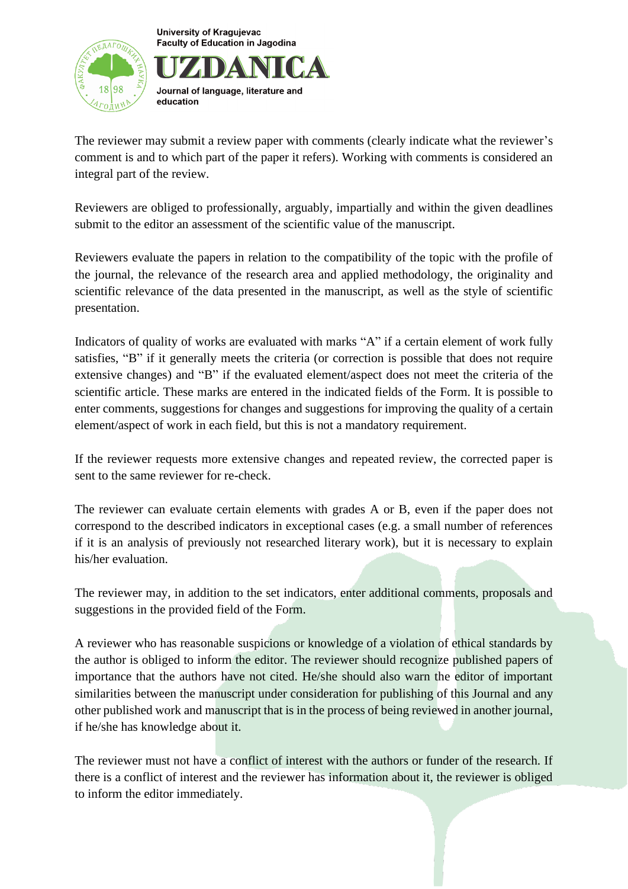The reviewer may submit a review paper with comments (clearly indicate what the reviewer's comment is and to which part of the paper it refers). Working with comments is considered an integral part of the review.

Reviewers are obliged to professionally, arguably, impartially and within the given deadlines submit to the editor an assessment of the scientific value of the manuscript.

Reviewers evaluate the papers in relation to the compatibility of the topic with the profile of the journal, the relevance of the research area and applied methodology, the originality and scientific relevance of the data presented in the manuscript, as well as the style of scientific presentation.

Indicators of quality of works are evaluated with marks "A" if a certain element of work fully satisfies, "B" if it generally meets the criteria (or correction is possible that does not require extensive changes) and "B" if the evaluated element/aspect does not meet the criteria of the scientific article. These marks are entered in the indicated fields of the Form. It is possible to enter comments, suggestions for changes and suggestions for improving the quality of a certain element/aspect of work in each field, but this is not a mandatory requirement.

If the reviewer requests more extensive changes and repeated review, the corrected paper is sent to the same reviewer for re-check.

The reviewer can evaluate certain elements with grades A or B, even if the paper does not correspond to the described indicators in exceptional cases (e.g. a small number of references if it is an analysis of previously not researched literary work), but it is necessary to explain his/her evaluation.

The reviewer may, in addition to the set indicators, enter additional comments, proposals and suggestions in the provided field of the Form.

A reviewer who has reasonable suspicions or knowledge of a violation of ethical standards by the author is obliged to inform the editor. The reviewer should recognize published papers of importance that the authors have not cited. He/she should also warn the editor of important similarities between the manuscript under consideration for publishing of this Journal and any other published work and manuscript that is in the process of being reviewed in another journal, if he/she has knowledge about it.

The reviewer must not have a conflict of interest with the authors or funder of the research. If there is a conflict of interest and the reviewer has information about it, the reviewer is obliged to inform the editor immediately.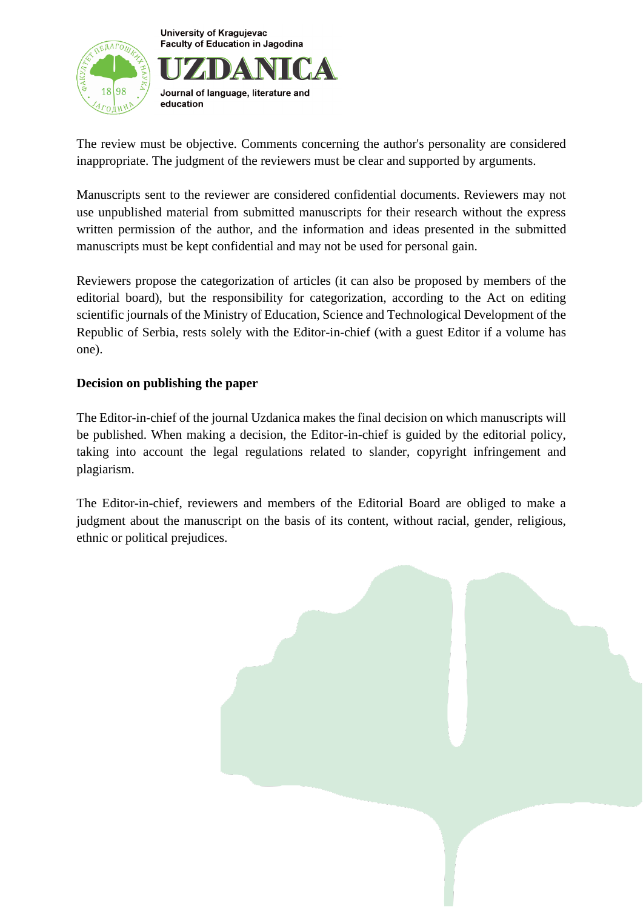The review must be objective. Comments concerning the author's personality are considered inappropriate. The judgment of the reviewers must be clear and supported by arguments.

Manuscripts sent to the reviewer are considered confidential documents. Reviewers may not use unpublished material from submitted manuscripts for their research without the express written permission of the author, and the information and ideas presented in the submitted manuscripts must be kept confidential and may not be used for personal gain.

Reviewers propose the categorization of articles (it can also be proposed by members of the editorial board), but the responsibility for categorization, according to the Act on editing scientific journals of the Ministry of Education, Science and Technological Development of the Republic of Serbia, rests solely with the Editor-in-chief (with a guest Editor if a volume has one).

**Decision on publishing the paper**

The Editor-in-chief of the journal Uzdanica makes the final decision on which manuscripts will be published. When making a decision, the Editor-in-chief is guided by the editorial policy, taking into account the legal regulations related to slander, copyright infringement and plagiarism.

The Editor-in-chief, reviewers and members of the Editorial Board are obliged to make a judgment about the manuscript on the basis of its content, without racial, gender, religious, ethnic or political prejudices.